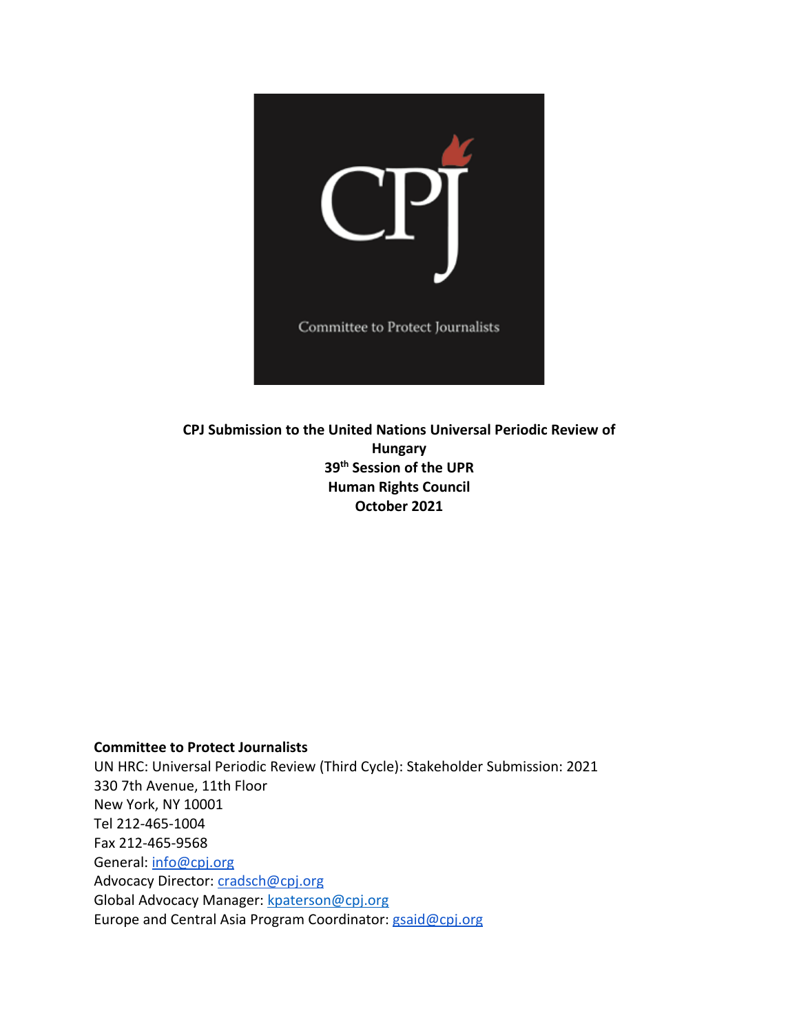**CPJ Submission to the United Nations Universal Periodic Review of Hungary**
**39th Session of the UPR**
**Human Rights Council**
**October 2021**

**Committee to Protect Journalists**
UN HRC: Universal Periodic Review (Third Cycle): Stakeholder Submission: 2021
330 7th Avenue, 11th Floor
New York, NY 10001
Tel 212-465-1004
Fax 212-465-9568
General: info@cpj.org
Advocacy Director: cradsch@cpj.org
Global Advocacy Manager: kpaterson@cpj.org
Europe and Central Asia Program Coordinator: gsaid@cpj.org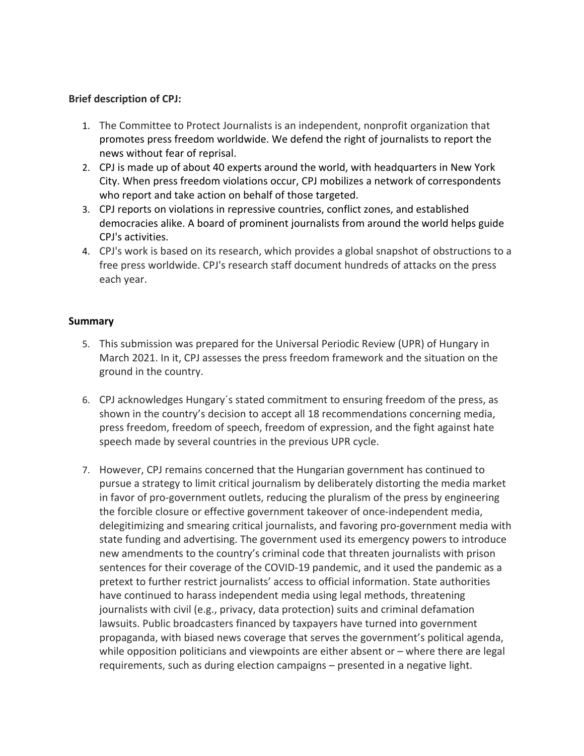**Brief description of CPJ:**

1. The Committee to Protect Journalists is an independent, nonprofit organization that promotes press freedom worldwide. We defend the right of journalists to report the news without fear of reprisal.
2. CPJ is made up of about 40 experts around the world, with headquarters in New York City. When press freedom violations occur, CPJ mobilizes a network of correspondents who report and take action on behalf of those targeted.
3. CPJ reports on violations in repressive countries, conflict zones, and established democracies alike. A board of prominent journalists from around the world helps guide CPJ's activities.
4. CPJ's work is based on its research, which provides a global snapshot of obstructions to a free press worldwide. CPJ's research staff document hundreds of attacks on the press each year.

**Summary**

5. This submission was prepared for the Universal Periodic Review (UPR) of Hungary in March 2021. In it, CPJ assesses the press freedom framework and the situation on the ground in the country.

6. CPJ acknowledges Hungary´s stated commitment to ensuring freedom of the press, as shown in the country's decision to accept all 18 recommendations concerning media, press freedom, freedom of speech, freedom of expression, and the fight against hate speech made by several countries in the previous UPR cycle.

7. However, CPJ remains concerned that the Hungarian government has continued to pursue a strategy to limit critical journalism by deliberately distorting the media market in favor of pro-government outlets, reducing the pluralism of the press by engineering the forcible closure or effective government takeover of once-independent media, delegitimizing and smearing critical journalists, and favoring pro-government media with state funding and advertising. The government used its emergency powers to introduce new amendments to the country's criminal code that threaten journalists with prison sentences for their coverage of the COVID-19 pandemic, and it used the pandemic as a pretext to further restrict journalists' access to official information. State authorities have continued to harass independent media using legal methods, threatening journalists with civil (e.g., privacy, data protection) suits and criminal defamation lawsuits. Public broadcasters financed by taxpayers have turned into government propaganda, with biased news coverage that serves the government's political agenda, while opposition politicians and viewpoints are either absent or – where there are legal requirements, such as during election campaigns – presented in a negative light.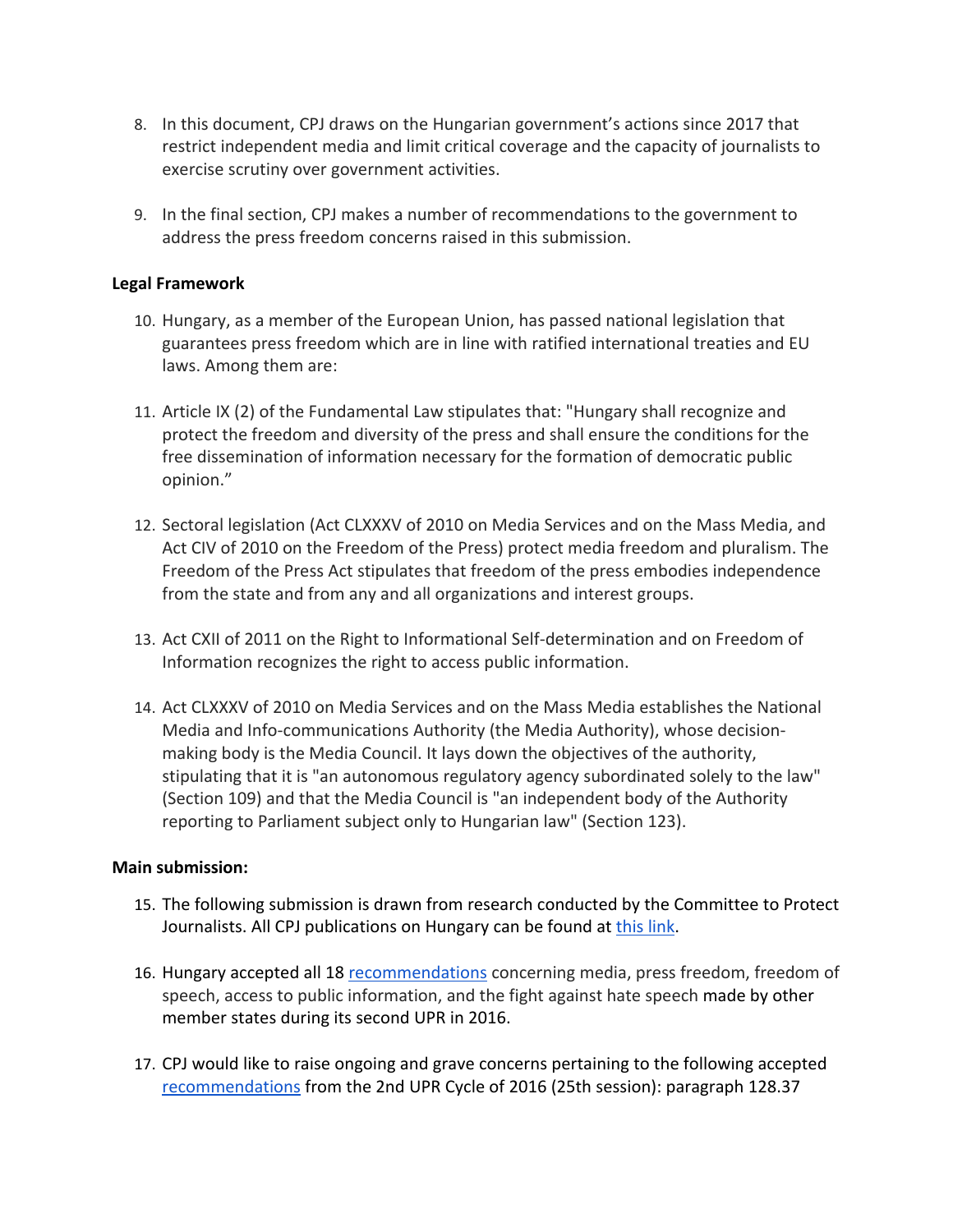8. In this document, CPJ draws on the Hungarian government's actions since 2017 that restrict independent media and limit critical coverage and the capacity of journalists to exercise scrutiny over government activities.

9. In the final section, CPJ makes a number of recommendations to the government to address the press freedom concerns raised in this submission.

**Legal Framework**

10. Hungary, as a member of the European Union, has passed national legislation that guarantees press freedom which are in line with ratified international treaties and EU laws. Among them are:

11. Article IX (2) of the Fundamental Law stipulates that: "Hungary shall recognize and protect the freedom and diversity of the press and shall ensure the conditions for the free dissemination of information necessary for the formation of democratic public opinion."

12. Sectoral legislation (Act CLXXXV of 2010 on Media Services and on the Mass Media, and Act CIV of 2010 on the Freedom of the Press) protect media freedom and pluralism. The Freedom of the Press Act stipulates that freedom of the press embodies independence from the state and from any and all organizations and interest groups.

13. Act CXII of 2011 on the Right to Informational Self-determination and on Freedom of Information recognizes the right to access public information.

14. Act CLXXXV of 2010 on Media Services and on the Mass Media establishes the National Media and Info-communications Authority (the Media Authority), whose decision-making body is the Media Council. It lays down the objectives of the authority, stipulating that it is "an autonomous regulatory agency subordinated solely to the law" (Section 109) and that the Media Council is "an independent body of the Authority reporting to Parliament subject only to Hungarian law" (Section 123).

**Main submission:**

15. The following submission is drawn from research conducted by the Committee to Protect Journalists. All CPJ publications on Hungary can be found at this link.

16. Hungary accepted all 18 recommendations concerning media, press freedom, freedom of speech, access to public information, and the fight against hate speech made by other member states during its second UPR in 2016.

17. CPJ would like to raise ongoing and grave concerns pertaining to the following accepted recommendations from the 2nd UPR Cycle of 2016 (25th session): paragraph 128.37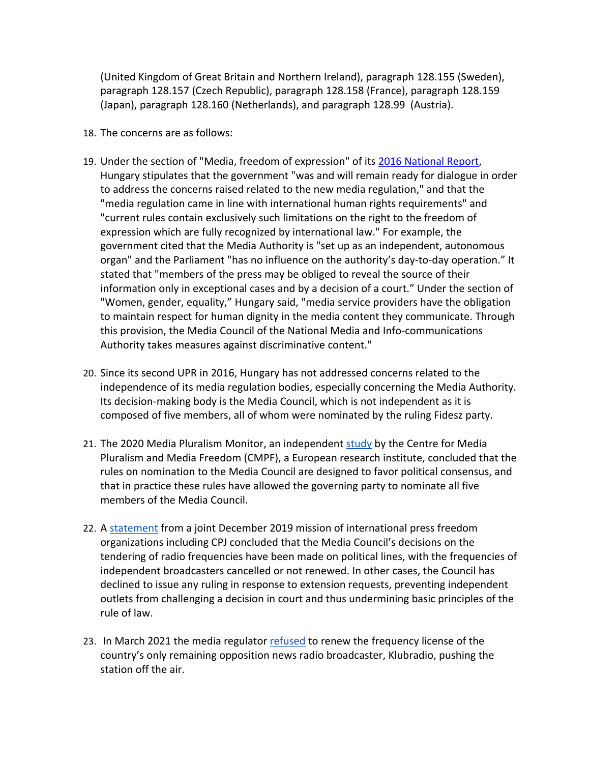(United Kingdom of Great Britain and Northern Ireland), paragraph 128.155 (Sweden), paragraph 128.157 (Czech Republic), paragraph 128.158 (France), paragraph 128.159 (Japan), paragraph 128.160 (Netherlands), and paragraph 128.99 (Austria).

18. The concerns are as follows:

19. Under the section of "Media, freedom of expression" of its 2016 National Report, Hungary stipulates that the government "was and will remain ready for dialogue in order to address the concerns raised related to the new media regulation," and that the "media regulation came in line with international human rights requirements" and "current rules contain exclusively such limitations on the right to the freedom of expression which are fully recognized by international law." For example, the government cited that the Media Authority is "set up as an independent, autonomous organ" and the Parliament "has no influence on the authority's day-to-day operation." It stated that "members of the press may be obliged to reveal the source of their information only in exceptional cases and by a decision of a court." Under the section of "Women, gender, equality," Hungary said, "media service providers have the obligation to maintain respect for human dignity in the media content they communicate. Through this provision, the Media Council of the National Media and Info-communications Authority takes measures against discriminative content."

20. Since its second UPR in 2016, Hungary has not addressed concerns related to the independence of its media regulation bodies, especially concerning the Media Authority. Its decision-making body is the Media Council, which is not independent as it is composed of five members, all of whom were nominated by the ruling Fidesz party.

21. The 2020 Media Pluralism Monitor, an independent study by the Centre for Media Pluralism and Media Freedom (CMPF), a European research institute, concluded that the rules on nomination to the Media Council are designed to favor political consensus, and that in practice these rules have allowed the governing party to nominate all five members of the Media Council.

22. A statement from a joint December 2019 mission of international press freedom organizations including CPJ concluded that the Media Council's decisions on the tendering of radio frequencies have been made on political lines, with the frequencies of independent broadcasters cancelled or not renewed. In other cases, the Council has declined to issue any ruling in response to extension requests, preventing independent outlets from challenging a decision in court and thus undermining basic principles of the rule of law.

23. In March 2021 the media regulator refused to renew the frequency license of the country's only remaining opposition news radio broadcaster, Klubradio, pushing the station off the air.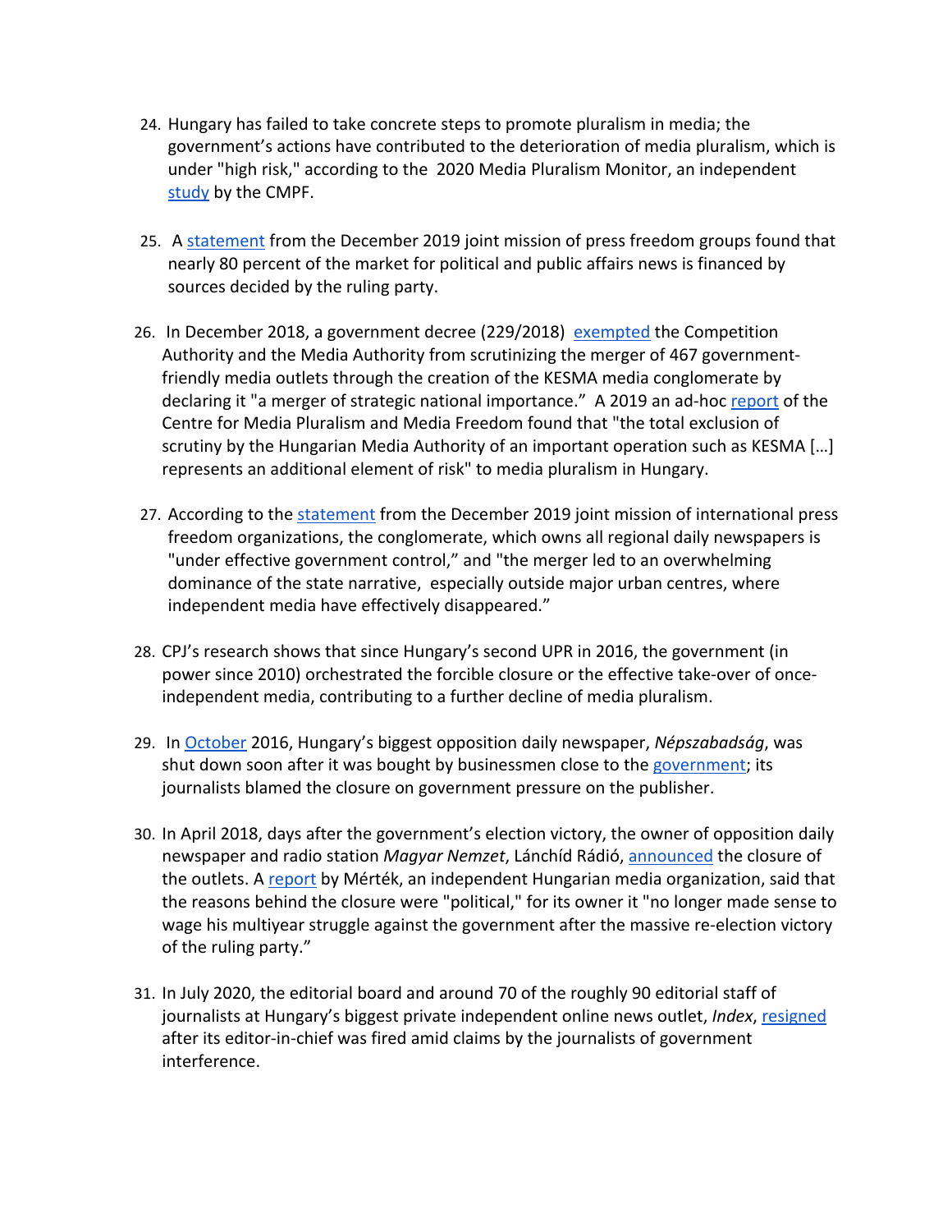24. Hungary has failed to take concrete steps to promote pluralism in media; the government's actions have contributed to the deterioration of media pluralism, which is under "high risk," according to the 2020 Media Pluralism Monitor, an independent study by the CMPF.

25. A statement from the December 2019 joint mission of press freedom groups found that nearly 80 percent of the market for political and public affairs news is financed by sources decided by the ruling party.

26. In December 2018, a government decree (229/2018) exempted the Competition Authority and the Media Authority from scrutinizing the merger of 467 government-friendly media outlets through the creation of the KESMA media conglomerate by declaring it "a merger of strategic national importance." A 2019 an ad-hoc report of the Centre for Media Pluralism and Media Freedom found that "the total exclusion of scrutiny by the Hungarian Media Authority of an important operation such as KESMA […] represents an additional element of risk" to media pluralism in Hungary.

27. According to the statement from the December 2019 joint mission of international press freedom organizations, the conglomerate, which owns all regional daily newspapers is "under effective government control," and "the merger led to an overwhelming dominance of the state narrative, especially outside major urban centres, where independent media have effectively disappeared."

28. CPJ's research shows that since Hungary's second UPR in 2016, the government (in power since 2010) orchestrated the forcible closure or the effective take-over of once-independent media, contributing to a further decline of media pluralism.

29. In October 2016, Hungary's biggest opposition daily newspaper, *Népszabadság*, was shut down soon after it was bought by businessmen close to the government; its journalists blamed the closure on government pressure on the publisher.

30. In April 2018, days after the government's election victory, the owner of opposition daily newspaper and radio station *Magyar Nemzet*, Lánchíd Rádió, announced the closure of the outlets. A report by Mérték, an independent Hungarian media organization, said that the reasons behind the closure were "political," for its owner it "no longer made sense to wage his multiyear struggle against the government after the massive re-election victory of the ruling party."

31. In July 2020, the editorial board and around 70 of the roughly 90 editorial staff of journalists at Hungary's biggest private independent online news outlet, *Index*, resigned after its editor-in-chief was fired amid claims by the journalists of government interference.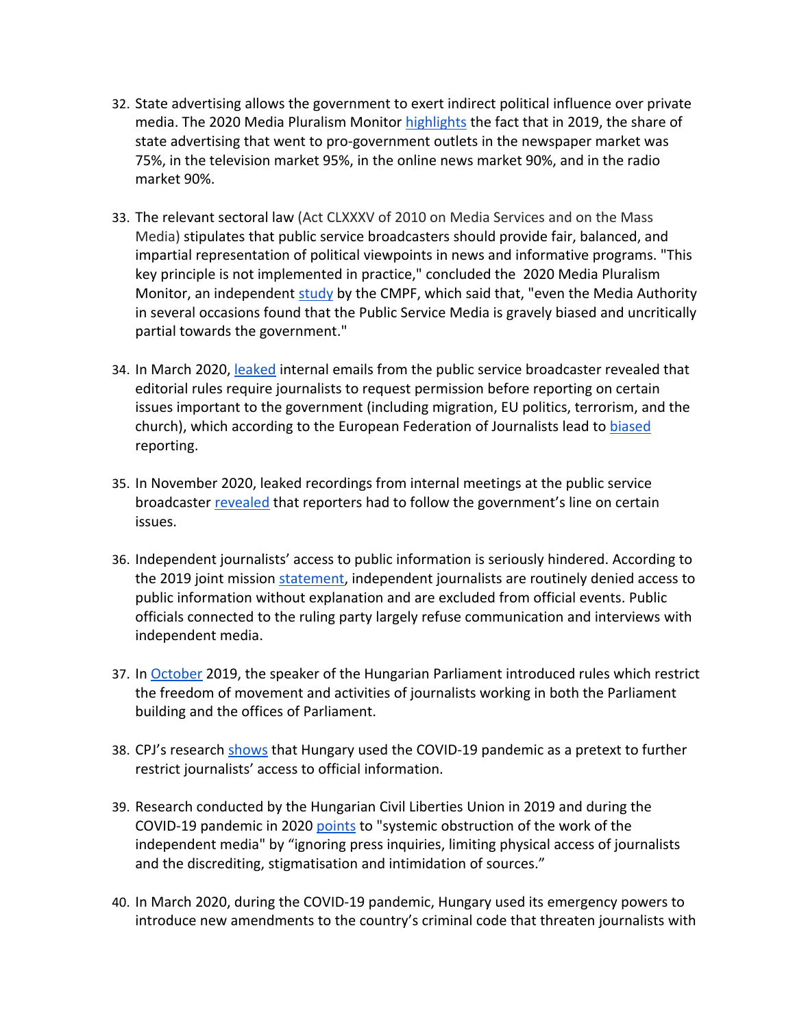32. State advertising allows the government to exert indirect political influence over private media. The 2020 Media Pluralism Monitor highlights the fact that in 2019, the share of state advertising that went to pro-government outlets in the newspaper market was 75%, in the television market 95%, in the online news market 90%, and in the radio market 90%.

33. The relevant sectoral law (Act CLXXXV of 2010 on Media Services and on the Mass Media) stipulates that public service broadcasters should provide fair, balanced, and impartial representation of political viewpoints in news and informative programs. "This key principle is not implemented in practice," concluded the 2020 Media Pluralism Monitor, an independent study by the CMPF, which said that, "even the Media Authority in several occasions found that the Public Service Media is gravely biased and uncritically partial towards the government."

34. In March 2020, leaked internal emails from the public service broadcaster revealed that editorial rules require journalists to request permission before reporting on certain issues important to the government (including migration, EU politics, terrorism, and the church), which according to the European Federation of Journalists lead to biased reporting.

35. In November 2020, leaked recordings from internal meetings at the public service broadcaster revealed that reporters had to follow the government's line on certain issues.

36. Independent journalists' access to public information is seriously hindered. According to the 2019 joint mission statement, independent journalists are routinely denied access to public information without explanation and are excluded from official events. Public officials connected to the ruling party largely refuse communication and interviews with independent media.

37. In October 2019, the speaker of the Hungarian Parliament introduced rules which restrict the freedom of movement and activities of journalists working in both the Parliament building and the offices of Parliament.

38. CPJ's research shows that Hungary used the COVID-19 pandemic as a pretext to further restrict journalists' access to official information.

39. Research conducted by the Hungarian Civil Liberties Union in 2019 and during the COVID-19 pandemic in 2020 points to "systemic obstruction of the work of the independent media" by "ignoring press inquiries, limiting physical access of journalists and the discrediting, stigmatisation and intimidation of sources."

40. In March 2020, during the COVID-19 pandemic, Hungary used its emergency powers to introduce new amendments to the country's criminal code that threaten journalists with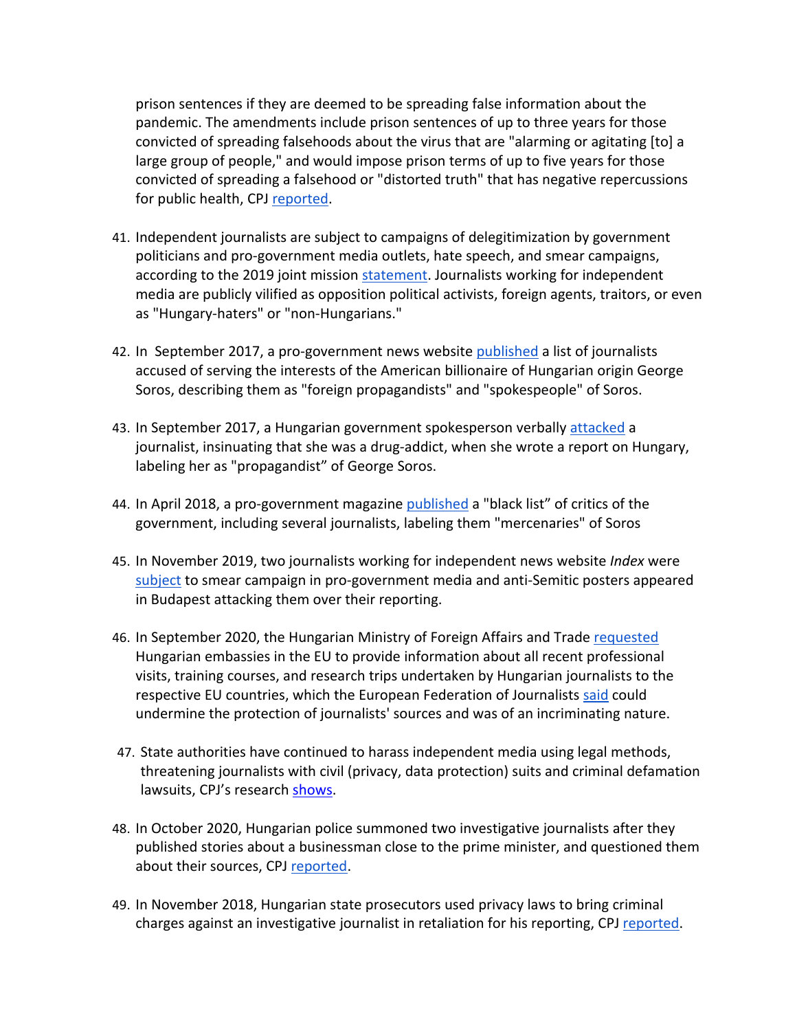prison sentences if they are deemed to be spreading false information about the pandemic. The amendments include prison sentences of up to three years for those convicted of spreading falsehoods about the virus that are "alarming or agitating [to] a large group of people," and would impose prison terms of up to five years for those convicted of spreading a falsehood or "distorted truth" that has negative repercussions for public health, CPJ reported.

41. Independent journalists are subject to campaigns of delegitimization by government politicians and pro-government media outlets, hate speech, and smear campaigns, according to the 2019 joint mission statement. Journalists working for independent media are publicly vilified as opposition political activists, foreign agents, traitors, or even as "Hungary-haters" or "non-Hungarians."

42. In September 2017, a pro-government news website published a list of journalists accused of serving the interests of the American billionaire of Hungarian origin George Soros, describing them as "foreign propagandists" and "spokespeople" of Soros.

43. In September 2017, a Hungarian government spokesperson verbally attacked a journalist, insinuating that she was a drug-addict, when she wrote a report on Hungary, labeling her as "propagandist" of George Soros.

44. In April 2018, a pro-government magazine published a "black list" of critics of the government, including several journalists, labeling them "mercenaries" of Soros

45. In November 2019, two journalists working for independent news website *Index* were subject to smear campaign in pro-government media and anti-Semitic posters appeared in Budapest attacking them over their reporting.

46. In September 2020, the Hungarian Ministry of Foreign Affairs and Trade requested Hungarian embassies in the EU to provide information about all recent professional visits, training courses, and research trips undertaken by Hungarian journalists to the respective EU countries, which the European Federation of Journalists said could undermine the protection of journalists' sources and was of an incriminating nature.

47. State authorities have continued to harass independent media using legal methods, threatening journalists with civil (privacy, data protection) suits and criminal defamation lawsuits, CPJ's research shows.

48. In October 2020, Hungarian police summoned two investigative journalists after they published stories about a businessman close to the prime minister, and questioned them about their sources, CPJ reported.

49. In November 2018, Hungarian state prosecutors used privacy laws to bring criminal charges against an investigative journalist in retaliation for his reporting, CPJ reported.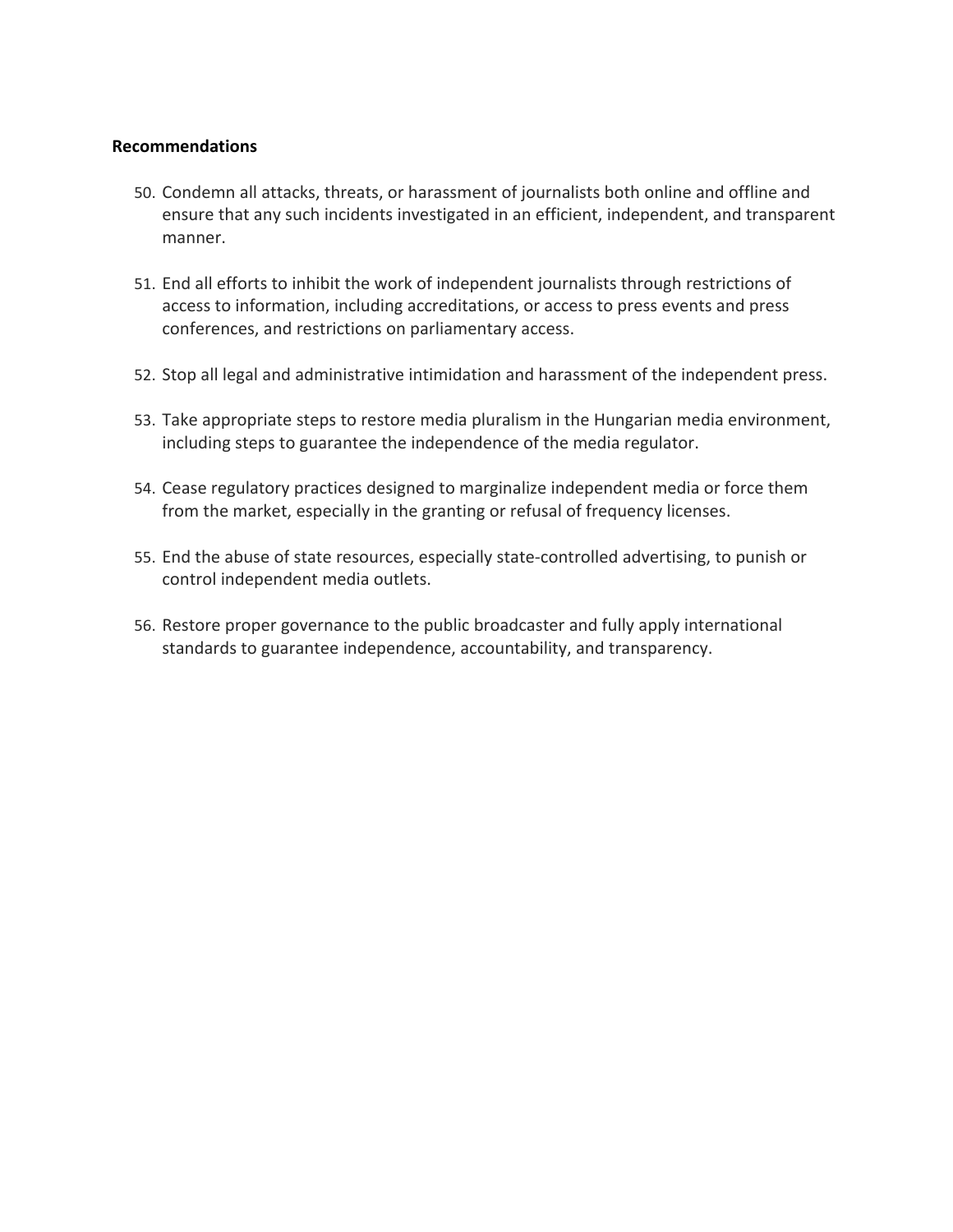**Recommendations**

50. Condemn all attacks, threats, or harassment of journalists both online and offline and ensure that any such incidents investigated in an efficient, independent, and transparent manner.

51. End all efforts to inhibit the work of independent journalists through restrictions of access to information, including accreditations, or access to press events and press conferences, and restrictions on parliamentary access.

52. Stop all legal and administrative intimidation and harassment of the independent press.

53. Take appropriate steps to restore media pluralism in the Hungarian media environment, including steps to guarantee the independence of the media regulator.

54. Cease regulatory practices designed to marginalize independent media or force them from the market, especially in the granting or refusal of frequency licenses.

55. End the abuse of state resources, especially state-controlled advertising, to punish or control independent media outlets.

56. Restore proper governance to the public broadcaster and fully apply international standards to guarantee independence, accountability, and transparency.